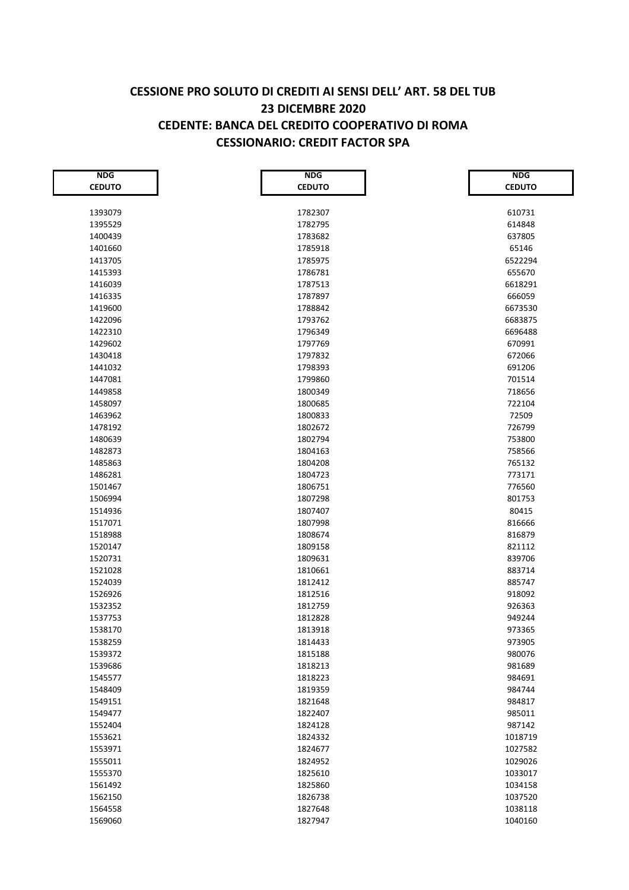**CESSIONE PRO SOLUTO DI CREDITI AI SENSI DELL' ART. 58 DEL TUB**
**23 DICEMBRE 2020**
**CEDENTE: BANCA DEL CREDITO COOPERATIVO DI ROMA**
**CESSIONARIO: CREDIT FACTOR SPA**

| NDG CEDUTO |
|---|
| 1393079 |
| 1395529 |
| 1400439 |
| 1401660 |
| 1413705 |
| 1415393 |
| 1416039 |
| 1416335 |
| 1419600 |
| 1422096 |
| 1422310 |
| 1429602 |
| 1430418 |
| 1441032 |
| 1447081 |
| 1449858 |
| 1458097 |
| 1463962 |
| 1478192 |
| 1480639 |
| 1482873 |
| 1485863 |
| 1486281 |
| 1501467 |
| 1506994 |
| 1514936 |
| 1517071 |
| 1518988 |
| 1520147 |
| 1520731 |
| 1521028 |
| 1524039 |
| 1526926 |
| 1532352 |
| 1537753 |
| 1538170 |
| 1538259 |
| 1539372 |
| 1539686 |
| 1545577 |
| 1548409 |
| 1549151 |
| 1549477 |
| 1552404 |
| 1553621 |
| 1553971 |
| 1555011 |
| 1555370 |
| 1561492 |
| 1562150 |
| 1564558 |
| 1569060 |

| NDG CEDUTO |
|---|
| 1782307 |
| 1782795 |
| 1783682 |
| 1785918 |
| 1785975 |
| 1786781 |
| 1787513 |
| 1787897 |
| 1788842 |
| 1793762 |
| 1796349 |
| 1797769 |
| 1797832 |
| 1798393 |
| 1799860 |
| 1800349 |
| 1800685 |
| 1800833 |
| 1802672 |
| 1802794 |
| 1804163 |
| 1804208 |
| 1804723 |
| 1806751 |
| 1807298 |
| 1807407 |
| 1807998 |
| 1808674 |
| 1809158 |
| 1809631 |
| 1810661 |
| 1812412 |
| 1812516 |
| 1812759 |
| 1812828 |
| 1813918 |
| 1814433 |
| 1815188 |
| 1818213 |
| 1818223 |
| 1819359 |
| 1821648 |
| 1822407 |
| 1824128 |
| 1824332 |
| 1824677 |
| 1824952 |
| 1825610 |
| 1825860 |
| 1826738 |
| 1827648 |
| 1827947 |

| NDG CEDUTO |
|---|
| 610731 |
| 614848 |
| 637805 |
| 65146 |
| 6522294 |
| 655670 |
| 6618291 |
| 666059 |
| 6673530 |
| 6683875 |
| 6696488 |
| 670991 |
| 672066 |
| 691206 |
| 701514 |
| 718656 |
| 722104 |
| 72509 |
| 726799 |
| 753800 |
| 758566 |
| 765132 |
| 773171 |
| 776560 |
| 801753 |
| 80415 |
| 816666 |
| 816879 |
| 821112 |
| 839706 |
| 883714 |
| 885747 |
| 918092 |
| 926363 |
| 949244 |
| 973365 |
| 973905 |
| 980076 |
| 981689 |
| 984691 |
| 984744 |
| 984817 |
| 985011 |
| 987142 |
| 1018719 |
| 1027582 |
| 1029026 |
| 1033017 |
| 1034158 |
| 1037520 |
| 1038118 |
| 1040160 |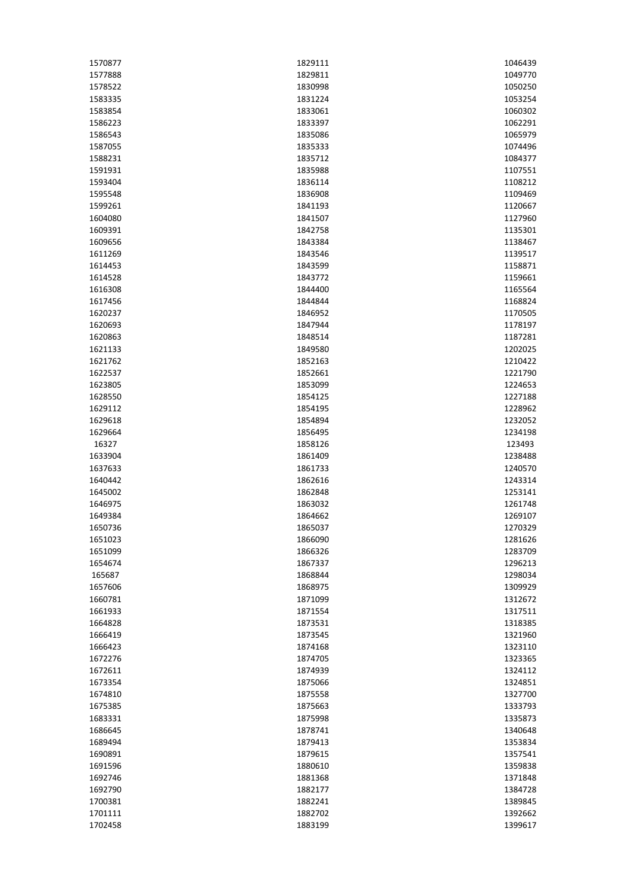1570877
1577888
1578522
1583335
1583854
1586223
1586543
1587055
1588231
1591931
1593404
1595548
1599261
1604080
1609391
1609656
1611269
1614453
1614528
1616308
1617456
1620237
1620693
1620863
1621133
1621762
1622537
1623805
1628550
1629112
1629618
1629664
16327
1633904
1637633
1640442
1645002
1646975
1649384
1650736
1651023
1651099
1654674
165687
1657606
1660781
1661933
1664828
1666419
1666423
1672276
1672611
1673354
1674810
1675385
1683331
1686645
1689494
1690891
1691596
1692746
1692790
1700381
1701111
1702458

1829111
1829811
1830998
1831224
1833061
1833397
1835086
1835333
1835712
1835988
1836114
1836908
1841193
1841507
1842758
1843384
1843546
1843599
1843772
1844400
1844844
1846952
1847944
1848514
1849580
1852163
1852661
1853099
1854125
1854195
1854894
1856495
1858126
1861409
1861733
1862616
1862848
1863032
1864662
1865037
1866090
1866326
1867337
1868844
1868975
1871099
1871554
1873531
1873545
1874168
1874705
1874939
1875066
1875558
1875663
1875998
1878741
1879413
1879615
1880610
1881368
1882177
1882241
1882702
1883199

1046439
1049770
1050250
1053254
1060302
1062291
1065979
1074496
1084377
1107551
1108212
1109469
1120667
1127960
1135301
1138467
1139517
1158871
1159661
1165564
1168824
1170505
1178197
1187281
1202025
1210422
1221790
1224653
1227188
1228962
1232052
1234198
123493
1238488
1240570
1243314
1253141
1261748
1269107
1270329
1281626
1283709
1296213
1298034
1309929
1312672
1317511
1318385
1321960
1323110
1323365
1324112
1324851
1327700
1333793
1335873
1340648
1353834
1357541
1359838
1371848
1384728
1389845
1392662
1399617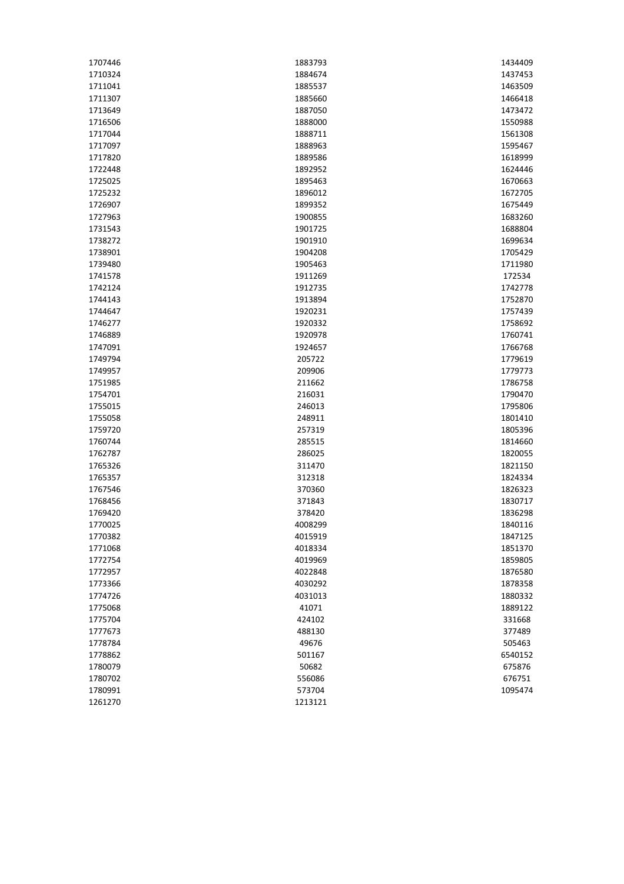| | | |
|---|---|---|
| 1707446 | 1883793 | 1434409 |
| 1710324 | 1884674 | 1437453 |
| 1711041 | 1885537 | 1463509 |
| 1711307 | 1885660 | 1466418 |
| 1713649 | 1887050 | 1473472 |
| 1716506 | 1888000 | 1550988 |
| 1717044 | 1888711 | 1561308 |
| 1717097 | 1888963 | 1595467 |
| 1717820 | 1889586 | 1618999 |
| 1722448 | 1892952 | 1624446 |
| 1725025 | 1895463 | 1670663 |
| 1725232 | 1896012 | 1672705 |
| 1726907 | 1899352 | 1675449 |
| 1727963 | 1900855 | 1683260 |
| 1731543 | 1901725 | 1688804 |
| 1738272 | 1901910 | 1699634 |
| 1738901 | 1904208 | 1705429 |
| 1739480 | 1905463 | 1711980 |
| 1741578 | 1911269 | 172534 |
| 1742124 | 1912735 | 1742778 |
| 1744143 | 1913894 | 1752870 |
| 1744647 | 1920231 | 1757439 |
| 1746277 | 1920332 | 1758692 |
| 1746889 | 1920978 | 1760741 |
| 1747091 | 1924657 | 1766768 |
| 1749794 | 205722 | 1779619 |
| 1749957 | 209906 | 1779773 |
| 1751985 | 211662 | 1786758 |
| 1754701 | 216031 | 1790470 |
| 1755015 | 246013 | 1795806 |
| 1755058 | 248911 | 1801410 |
| 1759720 | 257319 | 1805396 |
| 1760744 | 285515 | 1814660 |
| 1762787 | 286025 | 1820055 |
| 1765326 | 311470 | 1821150 |
| 1765357 | 312318 | 1824334 |
| 1767546 | 370360 | 1826323 |
| 1768456 | 371843 | 1830717 |
| 1769420 | 378420 | 1836298 |
| 1770025 | 4008299 | 1840116 |
| 1770382 | 4015919 | 1847125 |
| 1771068 | 4018334 | 1851370 |
| 1772754 | 4019969 | 1859805 |
| 1772957 | 4022848 | 1876580 |
| 1773366 | 4030292 | 1878358 |
| 1774726 | 4031013 | 1880332 |
| 1775068 | 41071 | 1889122 |
| 1775704 | 424102 | 331668 |
| 1777673 | 488130 | 377489 |
| 1778784 | 49676 | 505463 |
| 1778862 | 501167 | 6540152 |
| 1780079 | 50682 | 675876 |
| 1780702 | 556086 | 676751 |
| 1780991 | 573704 | 1095474 |
| 1261270 | 1213121 | |